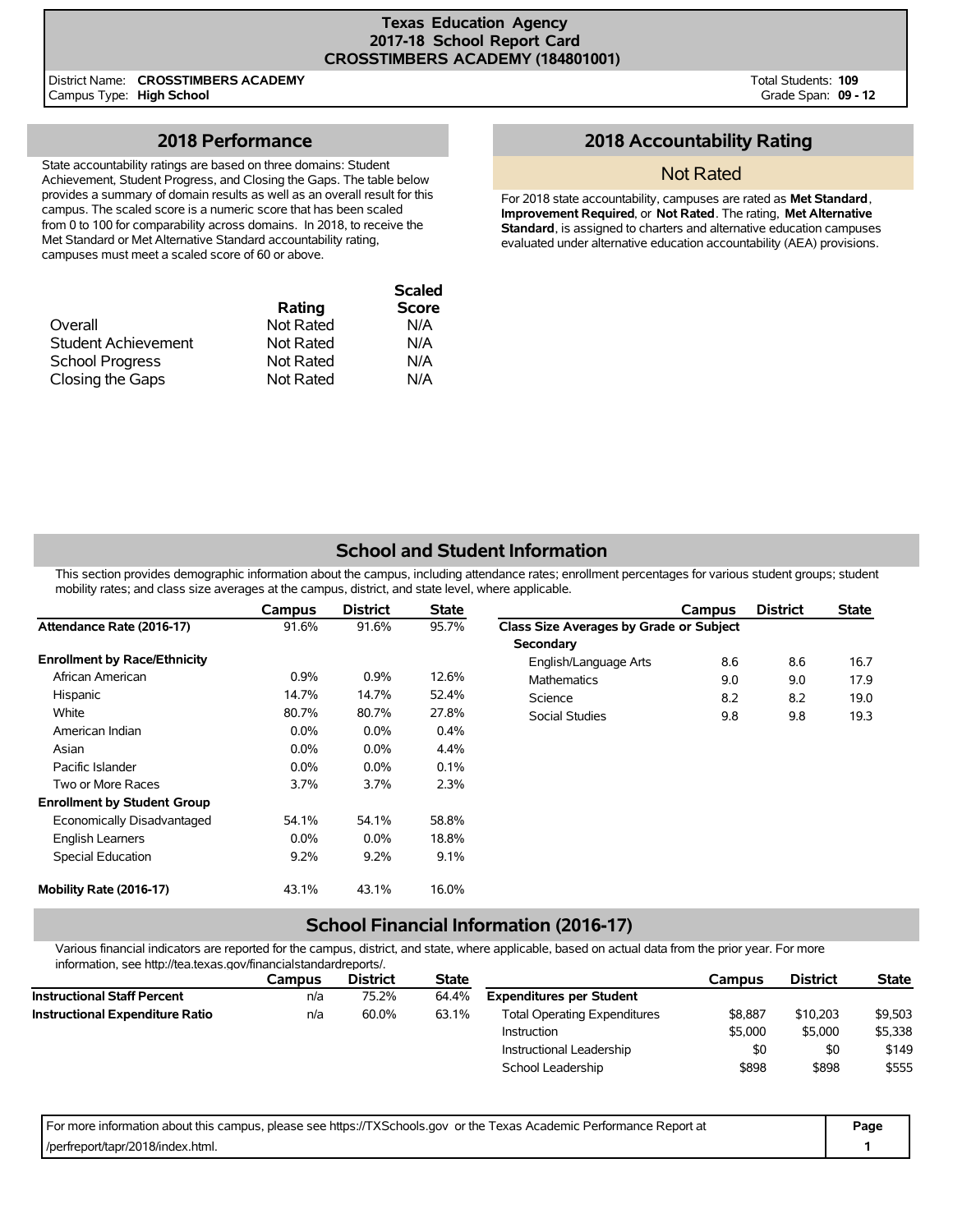# Texas Education Agency
## 2017-18 School Report Card
## CROSSTIMBERS ACADEMY (184801001)

District Name: **CROSSTIMBERS ACADEMY**
Campus Type: **High School**

Total Students: **109**
Grade Span: **09 - 12**

## 2018 Performance

State accountability ratings are based on three domains: Student Achievement, Student Progress, and Closing the Gaps. The table below provides a summary of domain results as well as an overall result for this campus. The scaled score is a numeric score that has been scaled from 0 to 100 for comparability across domains. In 2018, to receive the Met Standard or Met Alternative Standard accountability rating, campuses must meet a scaled score of 60 or above.

| | Rating | Scaled Score |
|---|---|---|
| Overall | Not Rated | N/A |
| Student Achievement | Not Rated | N/A |
| School Progress | Not Rated | N/A |
| Closing the Gaps | Not Rated | N/A |

## 2018 Accountability Rating

Not Rated

For 2018 state accountability, campuses are rated as **Met Standard**, **Improvement Required**, or **Not Rated**. The rating, **Met Alternative Standard**, is assigned to charters and alternative education campuses evaluated under alternative education accountability (AEA) provisions.

## School and Student Information

This section provides demographic information about the campus, including attendance rates; enrollment percentages for various student groups; student mobility rates; and class size averages at the campus, district, and state level, where applicable.

| | Campus | District | State |
|---|---|---|---|
| **Attendance Rate (2016-17)** | 91.6% | 91.6% | 95.7% |
| **Enrollment by Race/Ethnicity** | | | |
| African American | 0.9% | 0.9% | 12.6% |
| Hispanic | 14.7% | 14.7% | 52.4% |
| White | 80.7% | 80.7% | 27.8% |
| American Indian | 0.0% | 0.0% | 0.4% |
| Asian | 0.0% | 0.0% | 4.4% |
| Pacific Islander | 0.0% | 0.0% | 0.1% |
| Two or More Races | 3.7% | 3.7% | 2.3% |
| **Enrollment by Student Group** | | | |
| Economically Disadvantaged | 54.1% | 54.1% | 58.8% |
| English Learners | 0.0% | 0.0% | 18.8% |
| Special Education | 9.2% | 9.2% | 9.1% |
| **Mobility Rate (2016-17)** | 43.1% | 43.1% | 16.0% |

| | Campus | District | State |
|---|---|---|---|
| **Class Size Averages by Grade or Subject** | | | |
| **Secondary** | | | |
| English/Language Arts | 8.6 | 8.6 | 16.7 |
| Mathematics | 9.0 | 9.0 | 17.9 |
| Science | 8.2 | 8.2 | 19.0 |
| Social Studies | 9.8 | 9.8 | 19.3 |

## School Financial Information (2016-17)

Various financial indicators are reported for the campus, district, and state, where applicable, based on actual data from the prior year. For more information, see http://tea.texas.gov/financialstandardreports/.

| | Campus | District | State |
|---|---|---|---|
| **Instructional Staff Percent** | n/a | 75.2% | 64.4% |
| **Instructional Expenditure Ratio** | n/a | 60.0% | 63.1% |

| | Campus | District | State |
|---|---|---|---|
| **Expenditures per Student** | | | |
| Total Operating Expenditures | $8,887 | $10,203 | $9,503 |
| Instruction | $5,000 | $5,000 | $5,338 |
| Instructional Leadership | $0 | $0 | $149 |
| School Leadership | $898 | $898 | $555 |

For more information about this campus, please see https://TXSchools.gov or the Texas Academic Performance Report at /perfreport/tapr/2018/index.html.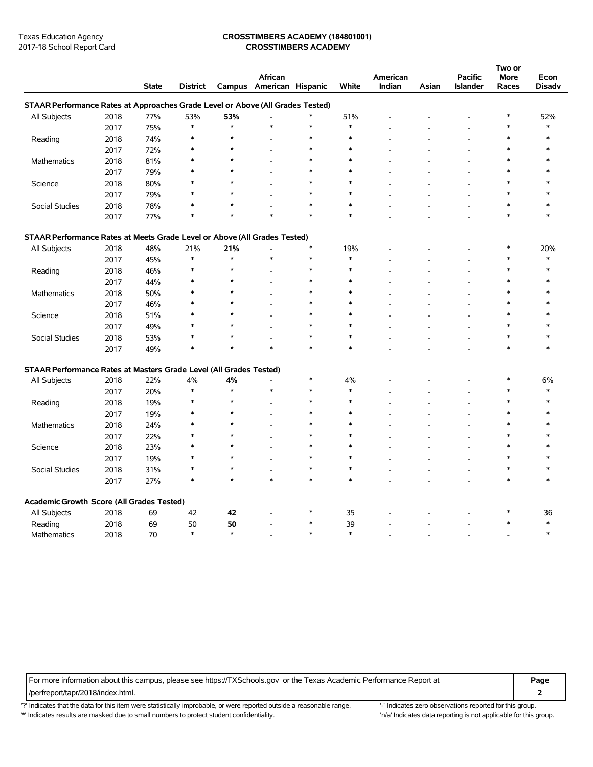Texas Education Agency
2017-18 School Report Card

**CROSSTIMBERS ACADEMY (184801001)**
**CROSSTIMBERS ACADEMY**

| | | State | District | Campus | African American | Hispanic | White | American Indian | Asian | Pacific Islander | Two or More Races | Econ Disadv |
|---|---|---|---|---|---|---|---|---|---|---|---|---|
| **STAAR Performance Rates at Approaches Grade Level or Above (All Grades Tested)** | | | | | | | | | | | | |
| All Subjects | 2018 | 77% | 53% | **53%** | - | * | 51% | - | - | - | * | 52% |
| | 2017 | 75% | * | * | * | * | * | - | - | - | * | * |
| Reading | 2018 | 74% | * | * | - | * | * | - | - | - | * | * |
| | 2017 | 72% | * | * | - | * | * | - | - | - | * | * |
| Mathematics | 2018 | 81% | * | * | - | * | * | - | - | - | * | * |
| | 2017 | 79% | * | * | - | * | * | - | - | - | * | * |
| Science | 2018 | 80% | * | * | - | * | * | - | - | - | * | * |
| | 2017 | 79% | * | * | - | * | * | - | - | - | * | * |
| Social Studies | 2018 | 78% | * | * | - | * | * | - | - | - | * | * |
| | 2017 | 77% | * | * | * | * | * | - | - | - | * | * |
| **STAAR Performance Rates at Meets Grade Level or Above (All Grades Tested)** | | | | | | | | | | | | |
| All Subjects | 2018 | 48% | 21% | **21%** | - | * | 19% | - | - | - | * | 20% |
| | 2017 | 45% | * | * | * | * | * | - | - | - | * | * |
| Reading | 2018 | 46% | * | * | - | * | * | - | - | - | * | * |
| | 2017 | 44% | * | * | - | * | * | - | - | - | * | * |
| Mathematics | 2018 | 50% | * | * | - | * | * | - | - | - | * | * |
| | 2017 | 46% | * | * | - | * | * | - | - | - | * | * |
| Science | 2018 | 51% | * | * | - | * | * | - | - | - | * | * |
| | 2017 | 49% | * | * | - | * | * | - | - | - | * | * |
| Social Studies | 2018 | 53% | * | * | - | * | * | - | - | - | * | * |
| | 2017 | 49% | * | * | * | * | * | - | - | - | * | * |
| **STAAR Performance Rates at Masters Grade Level (All Grades Tested)** | | | | | | | | | | | | |
| All Subjects | 2018 | 22% | 4% | **4%** | - | * | 4% | - | - | - | * | 6% |
| | 2017 | 20% | * | * | * | * | * | - | - | - | * | * |
| Reading | 2018 | 19% | * | * | - | * | * | - | - | - | * | * |
| | 2017 | 19% | * | * | - | * | * | - | - | - | * | * |
| Mathematics | 2018 | 24% | * | * | - | * | * | - | - | - | * | * |
| | 2017 | 22% | * | * | - | * | * | - | - | - | * | * |
| Science | 2018 | 23% | * | * | - | * | * | - | - | - | * | * |
| | 2017 | 19% | * | * | - | * | * | - | - | - | * | * |
| Social Studies | 2018 | 31% | * | * | - | * | * | - | - | - | * | * |
| | 2017 | 27% | * | * | * | * | * | - | - | - | * | * |
| **Academic Growth Score (All Grades Tested)** | | | | | | | | | | | | |
| All Subjects | 2018 | 69 | 42 | **42** | - | * | 35 | - | - | - | * | 36 |
| Reading | 2018 | 69 | 50 | **50** | - | * | 39 | - | - | - | * | * |
| Mathematics | 2018 | 70 | * | * | - | * | * | - | - | - | - | * |

For more information about this campus, please see https://TXSchools.gov or the Texas Academic Performance Report at /perfreport/tapr/2018/index.html.

'?' Indicates that the data for this item were statistically improbable, or were reported outside a reasonable range.
'*' Indicates results are masked due to small numbers to protect student confidentiality.
'-' Indicates zero observations reported for this group.
'n/a' Indicates data reporting is not applicable for this group.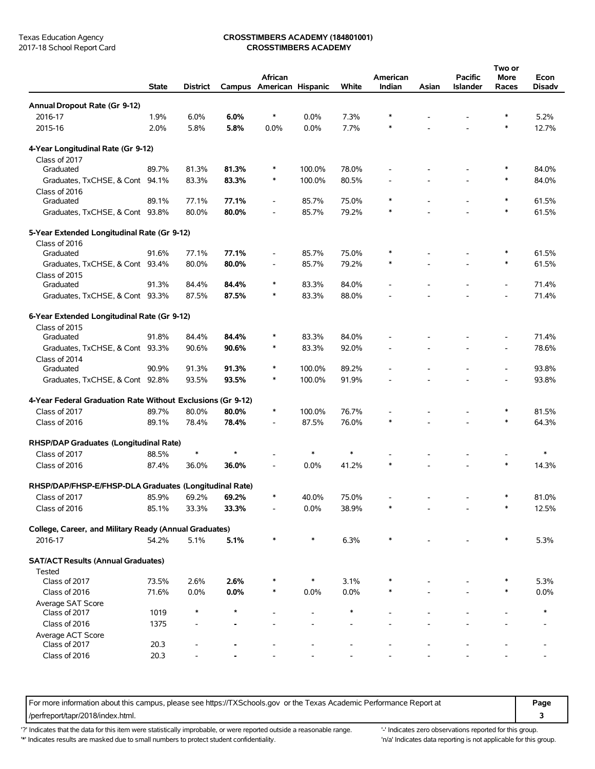Texas Education Agency
2017-18 School Report Card

**CROSSTIMBERS ACADEMY (184801001)**
**CROSSTIMBERS ACADEMY**

| | State | District | Campus | African American | Hispanic | White | American Indian | Asian | Pacific Islander | Two or More Races | Econ Disadv |
|---|---|---|---|---|---|---|---|---|---|---|---|
| **Annual Dropout Rate (Gr 9-12)** | | | | | | | | | | | |
| 2016-17 | 1.9% | 6.0% | **6.0%** | * | 0.0% | 7.3% | * | - | - | * | 5.2% |
| 2015-16 | 2.0% | 5.8% | **5.8%** | 0.0% | 0.0% | 7.7% | * | - | - | * | 12.7% |
| **4-Year Longitudinal Rate (Gr 9-12)** | | | | | | | | | | | |
| Class of 2017 | | | | | | | | | | | |
| Graduated | 89.7% | 81.3% | **81.3%** | * | 100.0% | 78.0% | - | - | - | * | 84.0% |
| Graduates, TxCHSE, & Cont | 94.1% | 83.3% | **83.3%** | * | 100.0% | 80.5% | - | - | - | * | 84.0% |
| Class of 2016 | | | | | | | | | | | |
| Graduated | 89.1% | 77.1% | **77.1%** | - | 85.7% | 75.0% | * | - | - | * | 61.5% |
| Graduates, TxCHSE, & Cont | 93.8% | 80.0% | **80.0%** | - | 85.7% | 79.2% | * | - | - | * | 61.5% |
| **5-Year Extended Longitudinal Rate (Gr 9-12)** | | | | | | | | | | | |
| Class of 2016 | | | | | | | | | | | |
| Graduated | 91.6% | 77.1% | **77.1%** | - | 85.7% | 75.0% | * | - | - | * | 61.5% |
| Graduates, TxCHSE, & Cont | 93.4% | 80.0% | **80.0%** | - | 85.7% | 79.2% | * | - | - | * | 61.5% |
| Class of 2015 | | | | | | | | | | | |
| Graduated | 91.3% | 84.4% | **84.4%** | * | 83.3% | 84.0% | - | - | - | - | 71.4% |
| Graduates, TxCHSE, & Cont | 93.3% | 87.5% | **87.5%** | * | 83.3% | 88.0% | - | - | - | - | 71.4% |
| **6-Year Extended Longitudinal Rate (Gr 9-12)** | | | | | | | | | | | |
| Class of 2015 | | | | | | | | | | | |
| Graduated | 91.8% | 84.4% | **84.4%** | * | 83.3% | 84.0% | - | - | - | - | 71.4% |
| Graduates, TxCHSE, & Cont | 93.3% | 90.6% | **90.6%** | * | 83.3% | 92.0% | - | - | - | - | 78.6% |
| Class of 2014 | | | | | | | | | | | |
| Graduated | 90.9% | 91.3% | **91.3%** | * | 100.0% | 89.2% | - | - | - | - | 93.8% |
| Graduates, TxCHSE, & Cont | 92.8% | 93.5% | **93.5%** | * | 100.0% | 91.9% | - | - | - | - | 93.8% |
| **4-Year Federal Graduation Rate Without Exclusions (Gr 9-12)** | | | | | | | | | | | |
| Class of 2017 | 89.7% | 80.0% | **80.0%** | * | 100.0% | 76.7% | - | - | - | * | 81.5% |
| Class of 2016 | 89.1% | 78.4% | **78.4%** | - | 87.5% | 76.0% | * | - | - | * | 64.3% |
| **RHSP/DAP Graduates (Longitudinal Rate)** | | | | | | | | | | | |
| Class of 2017 | 88.5% | * | * | - | * | * | - | - | - | - | * |
| Class of 2016 | 87.4% | 36.0% | **36.0%** | - | 0.0% | 41.2% | * | - | - | * | 14.3% |
| **RHSP/DAP/FHSP-E/FHSP-DLA Graduates (Longitudinal Rate)** | | | | | | | | | | | |
| Class of 2017 | 85.9% | 69.2% | **69.2%** | * | 40.0% | 75.0% | - | - | - | * | 81.0% |
| Class of 2016 | 85.1% | 33.3% | **33.3%** | - | 0.0% | 38.9% | * | - | - | * | 12.5% |
| **College, Career, and Military Ready (Annual Graduates)** | | | | | | | | | | | |
| 2016-17 | 54.2% | 5.1% | **5.1%** | * | * | 6.3% | * | - | - | * | 5.3% |
| **SAT/ACT Results (Annual Graduates)** | | | | | | | | | | | |
| Tested | | | | | | | | | | | |
| Class of 2017 | 73.5% | 2.6% | **2.6%** | * | * | 3.1% | * | - | - | * | 5.3% |
| Class of 2016 | 71.6% | 0.0% | **0.0%** | * | 0.0% | 0.0% | * | - | - | * | 0.0% |
| Average SAT Score | | | | | | | | | | | |
| Class of 2017 | 1019 | * | * | - | - | * | - | - | - | - | * |
| Class of 2016 | 1375 | - | - | - | - | - | - | - | - | - | - |
| Average ACT Score | | | | | | | | | | | |
| Class of 2017 | 20.3 | - | - | - | - | - | - | - | - | - | - |
| Class of 2016 | 20.3 | - | - | - | - | - | - | - | - | - | - |

For more information about this campus, please see https://TXSchools.gov or the Texas Academic Performance Report at /perfreport/tapr/2018/index.html.

'?' Indicates that the data for this item were statistically improbable, or were reported outside a reasonable range.
'*' Indicates results are masked due to small numbers to protect student confidentiality.
'-' Indicates zero observations reported for this group.
'n/a' Indicates data reporting is not applicable for this group.